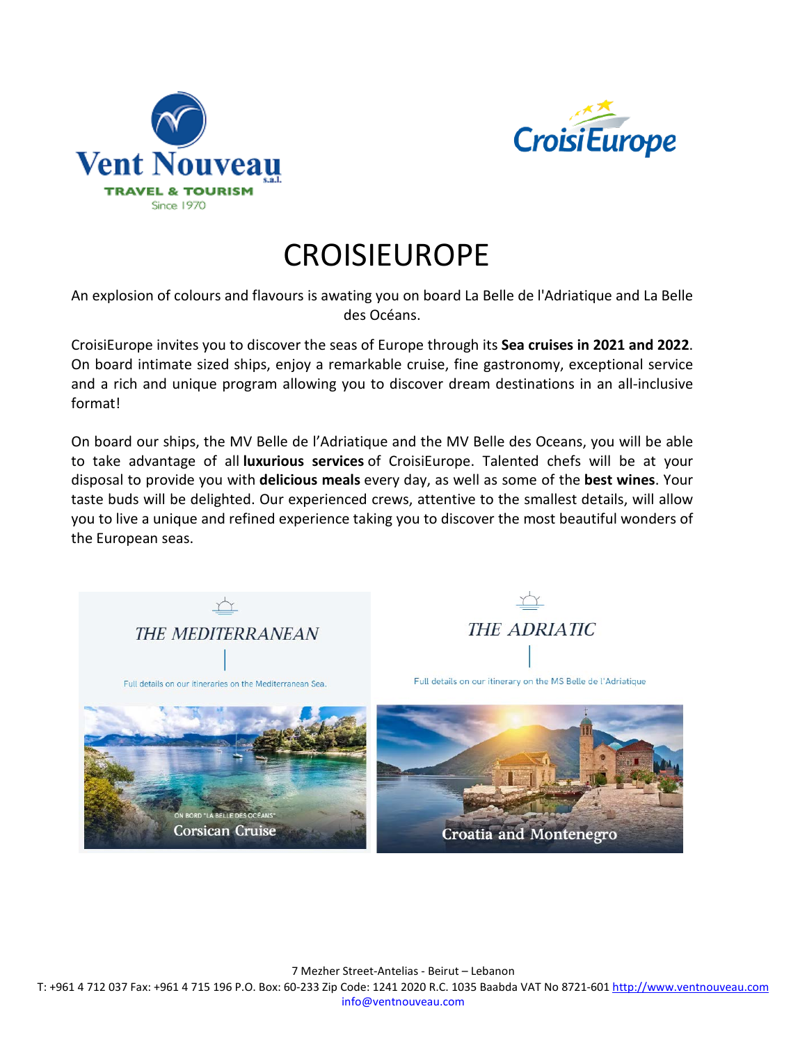Vent Nouveau s.a.l.
TRAVEL & TOURISM
Since 1970

CroisiEurope

# CROISIEUROPE

An explosion of colours and flavours is awating you on board La Belle de l'Adriatique and La Belle des Océans.

CroisiEurope invites you to discover the seas of Europe through its **Sea cruises in 2021 and 2022**. On board intimate sized ships, enjoy a remarkable cruise, fine gastronomy, exceptional service and a rich and unique program allowing you to discover dream destinations in an all-inclusive format!

On board our ships, the MV Belle de l'Adriatique and the MV Belle des Oceans, you will be able to take advantage of all **luxurious services** of CroisiEurope. Talented chefs will be at your disposal to provide you with **delicious meals** every day, as well as some of the **best wines**. Your taste buds will be delighted. Our experienced crews, attentive to the smallest details, will allow you to live a unique and refined experience taking you to discover the most beautiful wonders of the European seas.

## *THE MEDITERRANEAN*

Full details on our itineraries on the Mediterranean Sea.

ON BORD "LA BELLE DES OCÉANS"
Corsican Cruise

## *THE ADRIATIC*

Full details on our itinerary on the MS Belle de l'Adriatique

Croatia and Montenegro

7 Mezher Street-Antelias - Beirut – Lebanon
T: +961 4 712 037 Fax: +961 4 715 196 P.O. Box: 60-233 Zip Code: 1241 2020 R.C. 1035 Baabda VAT No 8721-601 http://www.ventnouveau.com info@ventnouveau.com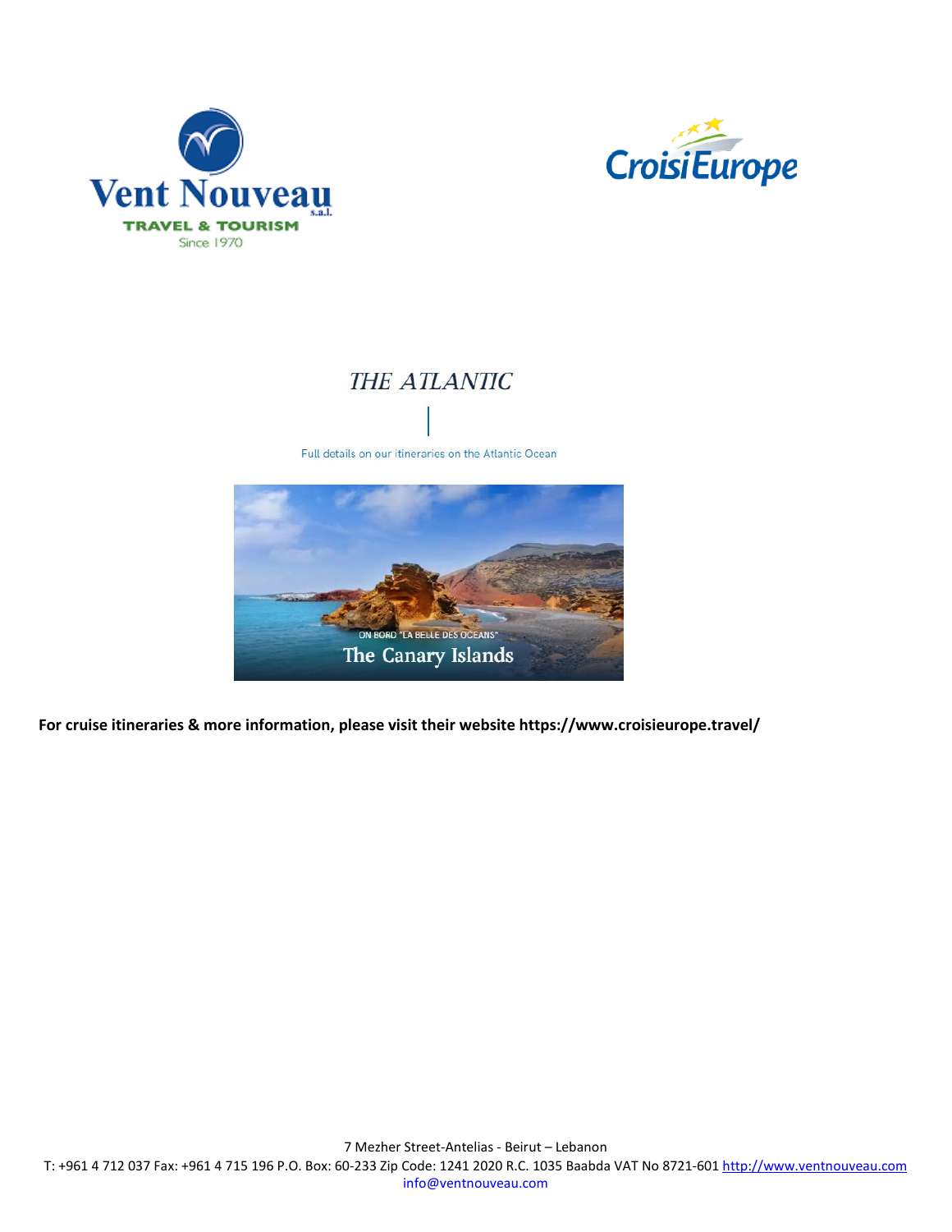# THE ATLANTIC

Full details on our itineraries on the Atlantic Ocean

ON BORD "LA BELLE DES OCEANS"

The Canary Islands

**For cruise itineraries & more information, please visit their website https://www.croisieurope.travel/**

7 Mezher Street-Antelias - Beirut – Lebanon

T: +961 4 712 037 Fax: +961 4 715 196 P.O. Box: 60-233 Zip Code: 1241 2020 R.C. 1035 Baabda VAT No 8721-601 http://www.ventnouveau.com info@ventnouveau.com